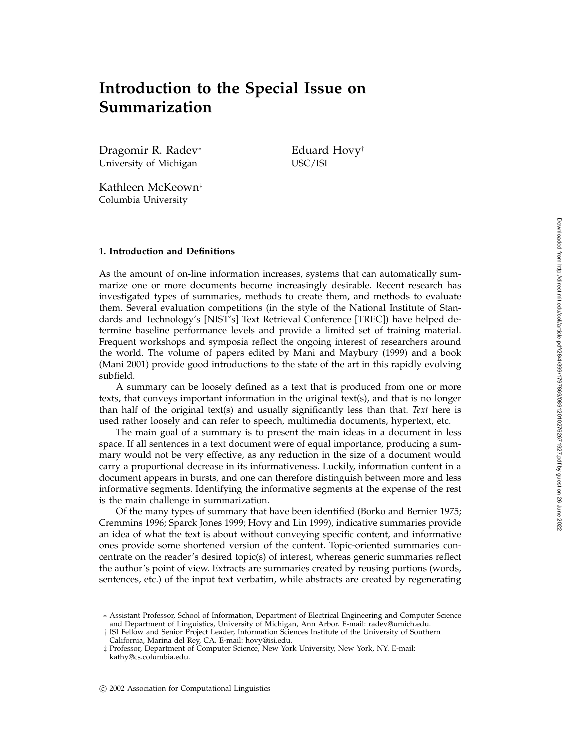# Introduction to the Special Issue on Summarization

Dragomir R. Radev[*]
University of Michigan

Eduard Hovy[†]
USC/ISI

Kathleen McKeown[‡]
Columbia University

## 1. Introduction and Definitions

As the amount of on-line information increases, systems that can automatically summarize one or more documents become increasingly desirable. Recent research has investigated types of summaries, methods to create them, and methods to evaluate them. Several evaluation competitions (in the style of the National Institute of Standards and Technology's [NIST's] Text Retrieval Conference [TREC]) have helped determine baseline performance levels and provide a limited set of training material. Frequent workshops and symposia reflect the ongoing interest of researchers around the world. The volume of papers edited by Mani and Maybury (1999) and a book (Mani 2001) provide good introductions to the state of the art in this rapidly evolving subfield.

A summary can be loosely defined as a text that is produced from one or more texts, that conveys important information in the original text(s), and that is no longer than half of the original text(s) and usually significantly less than that. *Text* here is used rather loosely and can refer to speech, multimedia documents, hypertext, etc.

The main goal of a summary is to present the main ideas in a document in less space. If all sentences in a text document were of equal importance, producing a summary would not be very effective, as any reduction in the size of a document would carry a proportional decrease in its informativeness. Luckily, information content in a document appears in bursts, and one can therefore distinguish between more and less informative segments. Identifying the informative segments at the expense of the rest is the main challenge in summarization.

Of the many types of summary that have been identified (Borko and Bernier 1975; Cremmins 1996; Sparck Jones 1999; Hovy and Lin 1999), indicative summaries provide an idea of what the text is about without conveying specific content, and informative ones provide some shortened version of the content. Topic-oriented summaries concentrate on the reader's desired topic(s) of interest, whereas generic summaries reflect the author's point of view. Extracts are summaries created by reusing portions (words, sentences, etc.) of the input text verbatim, while abstracts are created by regenerating

---

[*] Assistant Professor, School of Information, Department of Electrical Engineering and Computer Science and Department of Linguistics, University of Michigan, Ann Arbor. E-mail: radev@umich.edu.

[†] ISI Fellow and Senior Project Leader, Information Sciences Institute of the University of Southern California, Marina del Rey, CA. E-mail: hovy@isi.edu.

[‡] Professor, Department of Computer Science, New York University, New York, NY. E-mail: kathy@cs.columbia.edu.

© 2002 Association for Computational Linguistics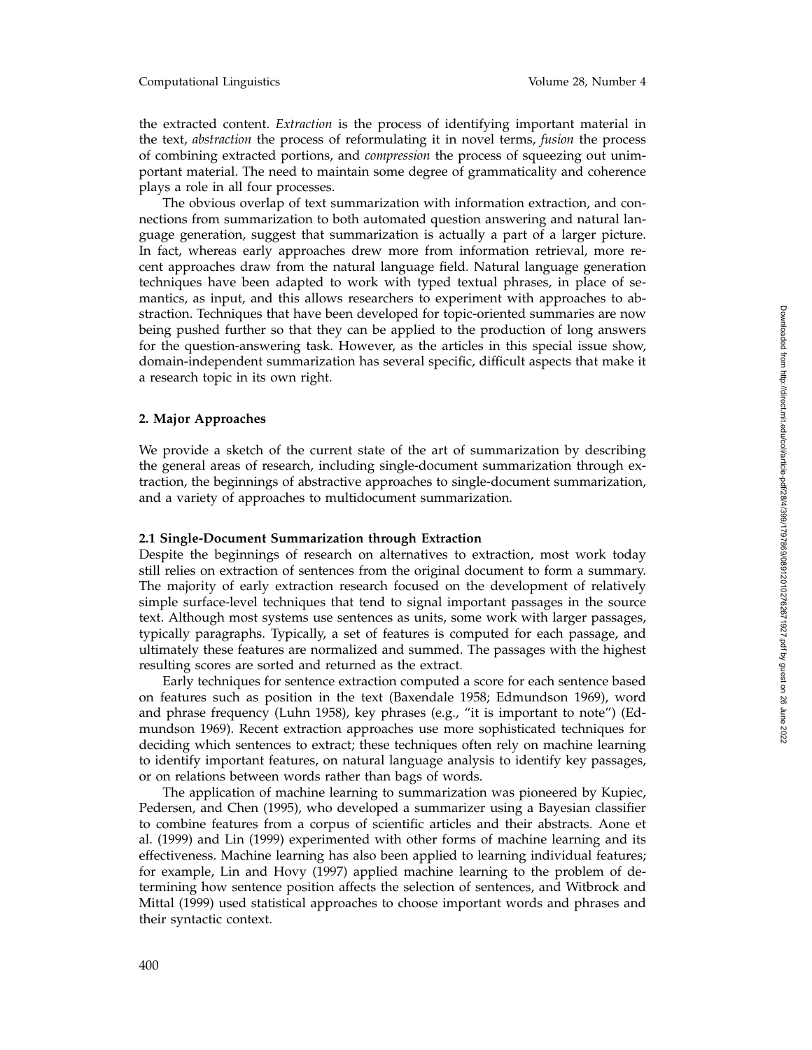the extracted content. *Extraction* is the process of identifying important material in the text, *abstraction* the process of reformulating it in novel terms, *fusion* the process of combining extracted portions, and *compression* the process of squeezing out unimportant material. The need to maintain some degree of grammaticality and coherence plays a role in all four processes.

The obvious overlap of text summarization with information extraction, and connections from summarization to both automated question answering and natural language generation, suggest that summarization is actually a part of a larger picture. In fact, whereas early approaches drew more from information retrieval, more recent approaches draw from the natural language field. Natural language generation techniques have been adapted to work with typed textual phrases, in place of semantics, as input, and this allows researchers to experiment with approaches to abstraction. Techniques that have been developed for topic-oriented summaries are now being pushed further so that they can be applied to the production of long answers for the question-answering task. However, as the articles in this special issue show, domain-independent summarization has several specific, difficult aspects that make it a research topic in its own right.

## 2. Major Approaches

We provide a sketch of the current state of the art of summarization by describing the general areas of research, including single-document summarization through extraction, the beginnings of abstractive approaches to single-document summarization, and a variety of approaches to multidocument summarization.

### 2.1 Single-Document Summarization through Extraction

Despite the beginnings of research on alternatives to extraction, most work today still relies on extraction of sentences from the original document to form a summary. The majority of early extraction research focused on the development of relatively simple surface-level techniques that tend to signal important passages in the source text. Although most systems use sentences as units, some work with larger passages, typically paragraphs. Typically, a set of features is computed for each passage, and ultimately these features are normalized and summed. The passages with the highest resulting scores are sorted and returned as the extract.

Early techniques for sentence extraction computed a score for each sentence based on features such as position in the text (Baxendale 1958; Edmundson 1969), word and phrase frequency (Luhn 1958), key phrases (e.g., "it is important to note") (Edmundson 1969). Recent extraction approaches use more sophisticated techniques for deciding which sentences to extract; these techniques often rely on machine learning to identify important features, on natural language analysis to identify key passages, or on relations between words rather than bags of words.

The application of machine learning to summarization was pioneered by Kupiec, Pedersen, and Chen (1995), who developed a summarizer using a Bayesian classifier to combine features from a corpus of scientific articles and their abstracts. Aone et al. (1999) and Lin (1999) experimented with other forms of machine learning and its effectiveness. Machine learning has also been applied to learning individual features; for example, Lin and Hovy (1997) applied machine learning to the problem of determining how sentence position affects the selection of sentences, and Witbrock and Mittal (1999) used statistical approaches to choose important words and phrases and their syntactic context.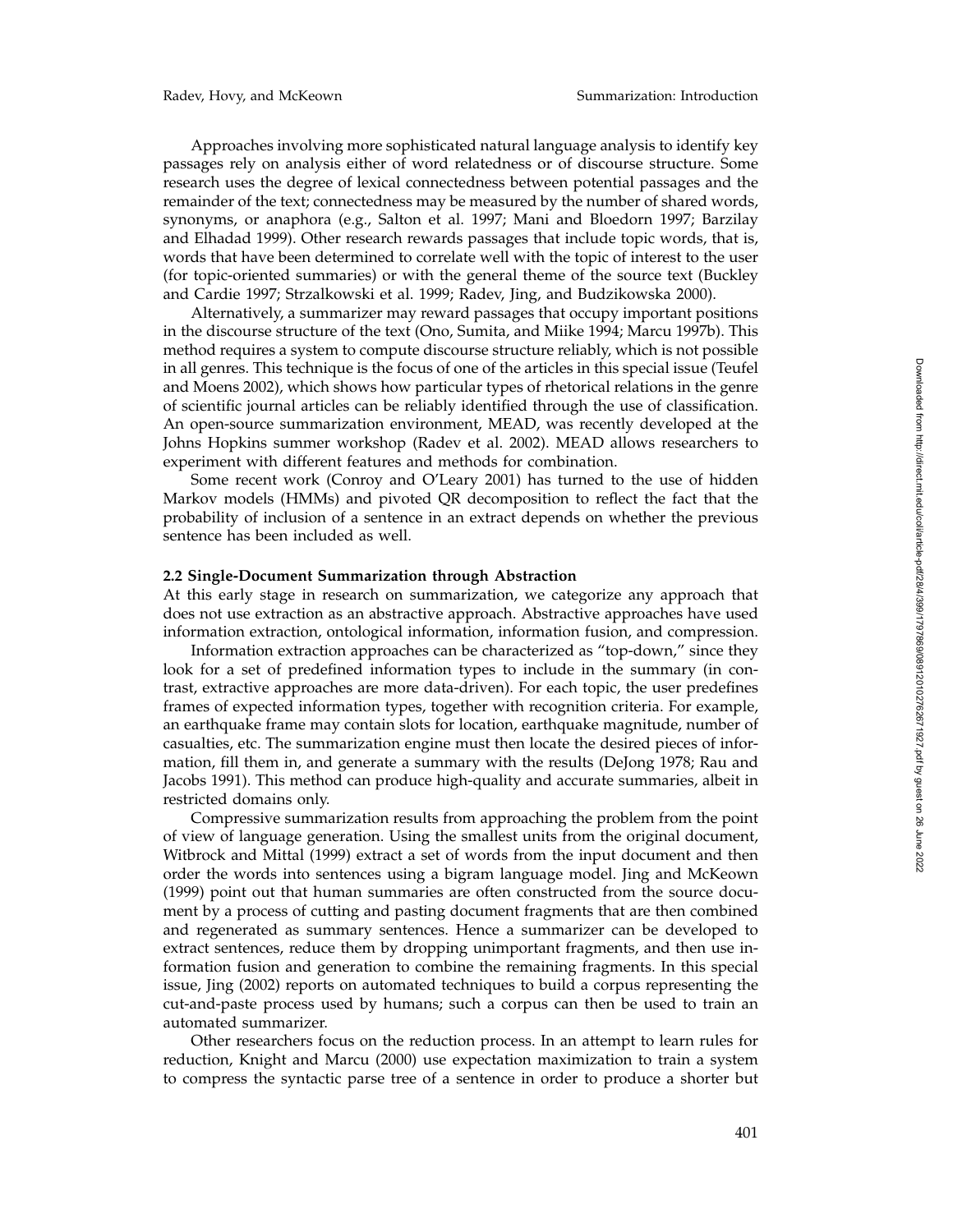Approaches involving more sophisticated natural language analysis to identify key passages rely on analysis either of word relatedness or of discourse structure. Some research uses the degree of lexical connectedness between potential passages and the remainder of the text; connectedness may be measured by the number of shared words, synonyms, or anaphora (e.g., Salton et al. 1997; Mani and Bloedorn 1997; Barzilay and Elhadad 1999). Other research rewards passages that include topic words, that is, words that have been determined to correlate well with the topic of interest to the user (for topic-oriented summaries) or with the general theme of the source text (Buckley and Cardie 1997; Strzalkowski et al. 1999; Radev, Jing, and Budzikowska 2000).

Alternatively, a summarizer may reward passages that occupy important positions in the discourse structure of the text (Ono, Sumita, and Miike 1994; Marcu 1997b). This method requires a system to compute discourse structure reliably, which is not possible in all genres. This technique is the focus of one of the articles in this special issue (Teufel and Moens 2002), which shows how particular types of rhetorical relations in the genre of scientific journal articles can be reliably identified through the use of classification. An open-source summarization environment, MEAD, was recently developed at the Johns Hopkins summer workshop (Radev et al. 2002). MEAD allows researchers to experiment with different features and methods for combination.

Some recent work (Conroy and O'Leary 2001) has turned to the use of hidden Markov models (HMMs) and pivoted QR decomposition to reflect the fact that the probability of inclusion of a sentence in an extract depends on whether the previous sentence has been included as well.

### 2.2 Single-Document Summarization through Abstraction

At this early stage in research on summarization, we categorize any approach that does not use extraction as an abstractive approach. Abstractive approaches have used information extraction, ontological information, information fusion, and compression.

Information extraction approaches can be characterized as "top-down," since they look for a set of predefined information types to include in the summary (in contrast, extractive approaches are more data-driven). For each topic, the user predefines frames of expected information types, together with recognition criteria. For example, an earthquake frame may contain slots for location, earthquake magnitude, number of casualties, etc. The summarization engine must then locate the desired pieces of information, fill them in, and generate a summary with the results (DeJong 1978; Rau and Jacobs 1991). This method can produce high-quality and accurate summaries, albeit in restricted domains only.

Compressive summarization results from approaching the problem from the point of view of language generation. Using the smallest units from the original document, Witbrock and Mittal (1999) extract a set of words from the input document and then order the words into sentences using a bigram language model. Jing and McKeown (1999) point out that human summaries are often constructed from the source document by a process of cutting and pasting document fragments that are then combined and regenerated as summary sentences. Hence a summarizer can be developed to extract sentences, reduce them by dropping unimportant fragments, and then use information fusion and generation to combine the remaining fragments. In this special issue, Jing (2002) reports on automated techniques to build a corpus representing the cut-and-paste process used by humans; such a corpus can then be used to train an automated summarizer.

Other researchers focus on the reduction process. In an attempt to learn rules for reduction, Knight and Marcu (2000) use expectation maximization to train a system to compress the syntactic parse tree of a sentence in order to produce a shorter but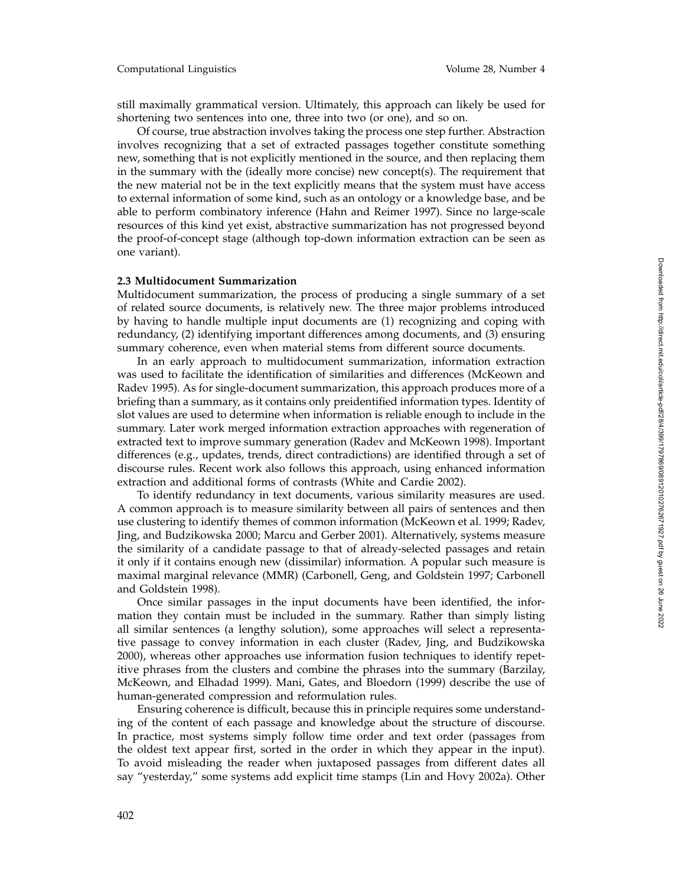still maximally grammatical version. Ultimately, this approach can likely be used for shortening two sentences into one, three into two (or one), and so on.

Of course, true abstraction involves taking the process one step further. Abstraction involves recognizing that a set of extracted passages together constitute something new, something that is not explicitly mentioned in the source, and then replacing them in the summary with the (ideally more concise) new concept(s). The requirement that the new material not be in the text explicitly means that the system must have access to external information of some kind, such as an ontology or a knowledge base, and be able to perform combinatory inference (Hahn and Reimer 1997). Since no large-scale resources of this kind yet exist, abstractive summarization has not progressed beyond the proof-of-concept stage (although top-down information extraction can be seen as one variant).

### 2.3 Multidocument Summarization

Multidocument summarization, the process of producing a single summary of a set of related source documents, is relatively new. The three major problems introduced by having to handle multiple input documents are (1) recognizing and coping with redundancy, (2) identifying important differences among documents, and (3) ensuring summary coherence, even when material stems from different source documents.

In an early approach to multidocument summarization, information extraction was used to facilitate the identification of similarities and differences (McKeown and Radev 1995). As for single-document summarization, this approach produces more of a briefing than a summary, as it contains only preidentified information types. Identity of slot values are used to determine when information is reliable enough to include in the summary. Later work merged information extraction approaches with regeneration of extracted text to improve summary generation (Radev and McKeown 1998). Important differences (e.g., updates, trends, direct contradictions) are identified through a set of discourse rules. Recent work also follows this approach, using enhanced information extraction and additional forms of contrasts (White and Cardie 2002).

To identify redundancy in text documents, various similarity measures are used. A common approach is to measure similarity between all pairs of sentences and then use clustering to identify themes of common information (McKeown et al. 1999; Radev, Jing, and Budzikowska 2000; Marcu and Gerber 2001). Alternatively, systems measure the similarity of a candidate passage to that of already-selected passages and retain it only if it contains enough new (dissimilar) information. A popular such measure is maximal marginal relevance (MMR) (Carbonell, Geng, and Goldstein 1997; Carbonell and Goldstein 1998).

Once similar passages in the input documents have been identified, the information they contain must be included in the summary. Rather than simply listing all similar sentences (a lengthy solution), some approaches will select a representative passage to convey information in each cluster (Radev, Jing, and Budzikowska 2000), whereas other approaches use information fusion techniques to identify repetitive phrases from the clusters and combine the phrases into the summary (Barzilay, McKeown, and Elhadad 1999). Mani, Gates, and Bloedorn (1999) describe the use of human-generated compression and reformulation rules.

Ensuring coherence is difficult, because this in principle requires some understanding of the content of each passage and knowledge about the structure of discourse. In practice, most systems simply follow time order and text order (passages from the oldest text appear first, sorted in the order in which they appear in the input). To avoid misleading the reader when juxtaposed passages from different dates all say "yesterday," some systems add explicit time stamps (Lin and Hovy 2002a). Other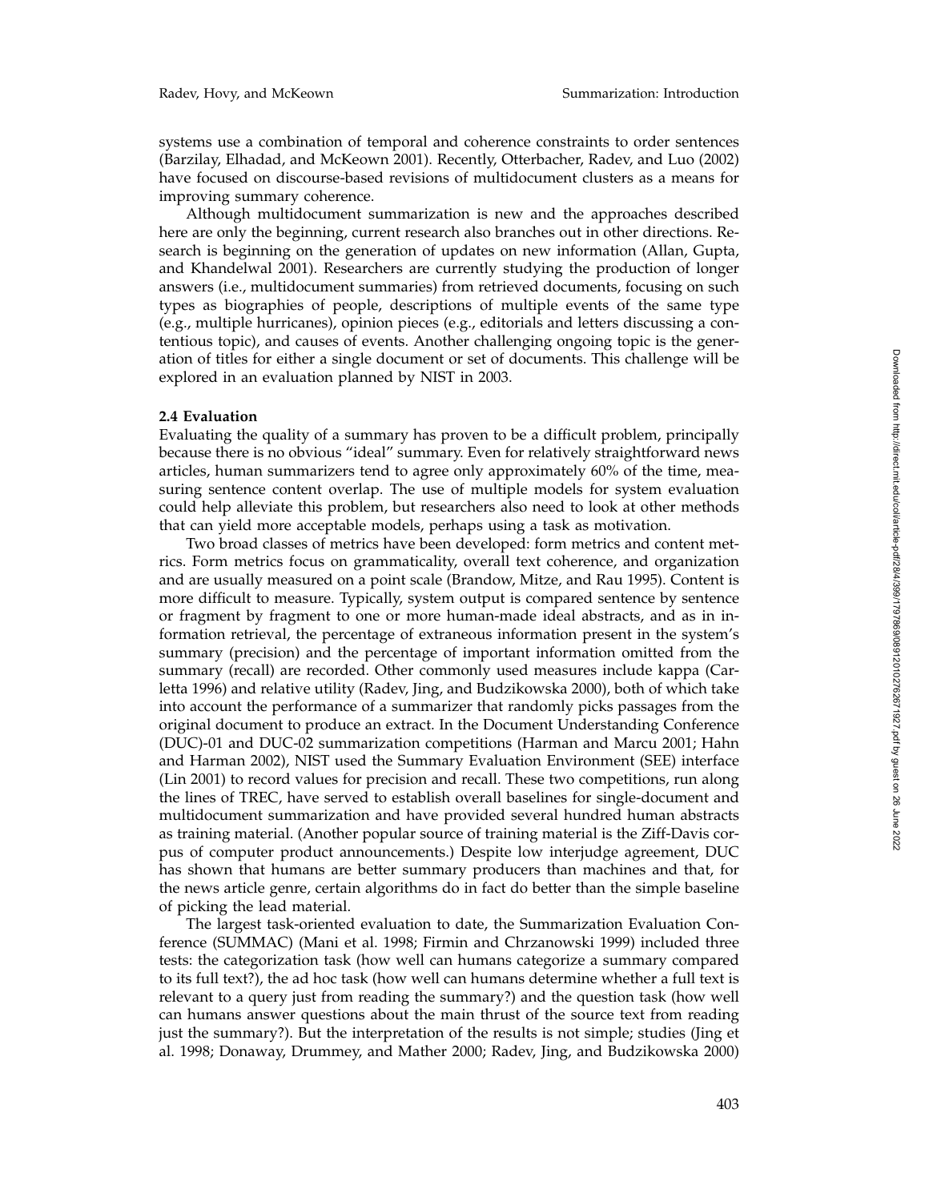systems use a combination of temporal and coherence constraints to order sentences (Barzilay, Elhadad, and McKeown 2001). Recently, Otterbacher, Radev, and Luo (2002) have focused on discourse-based revisions of multidocument clusters as a means for improving summary coherence.

Although multidocument summarization is new and the approaches described here are only the beginning, current research also branches out in other directions. Research is beginning on the generation of updates on new information (Allan, Gupta, and Khandelwal 2001). Researchers are currently studying the production of longer answers (i.e., multidocument summaries) from retrieved documents, focusing on such types as biographies of people, descriptions of multiple events of the same type (e.g., multiple hurricanes), opinion pieces (e.g., editorials and letters discussing a contentious topic), and causes of events. Another challenging ongoing topic is the generation of titles for either a single document or set of documents. This challenge will be explored in an evaluation planned by NIST in 2003.

### 2.4 Evaluation

Evaluating the quality of a summary has proven to be a difficult problem, principally because there is no obvious "ideal" summary. Even for relatively straightforward news articles, human summarizers tend to agree only approximately 60% of the time, measuring sentence content overlap. The use of multiple models for system evaluation could help alleviate this problem, but researchers also need to look at other methods that can yield more acceptable models, perhaps using a task as motivation.

Two broad classes of metrics have been developed: form metrics and content metrics. Form metrics focus on grammaticality, overall text coherence, and organization and are usually measured on a point scale (Brandow, Mitze, and Rau 1995). Content is more difficult to measure. Typically, system output is compared sentence by sentence or fragment by fragment to one or more human-made ideal abstracts, and as in information retrieval, the percentage of extraneous information present in the system's summary (precision) and the percentage of important information omitted from the summary (recall) are recorded. Other commonly used measures include kappa (Carletta 1996) and relative utility (Radev, Jing, and Budzikowska 2000), both of which take into account the performance of a summarizer that randomly picks passages from the original document to produce an extract. In the Document Understanding Conference (DUC)-01 and DUC-02 summarization competitions (Harman and Marcu 2001; Hahn and Harman 2002), NIST used the Summary Evaluation Environment (SEE) interface (Lin 2001) to record values for precision and recall. These two competitions, run along the lines of TREC, have served to establish overall baselines for single-document and multidocument summarization and have provided several hundred human abstracts as training material. (Another popular source of training material is the Ziff-Davis corpus of computer product announcements.) Despite low interjudge agreement, DUC has shown that humans are better summary producers than machines and that, for the news article genre, certain algorithms do in fact do better than the simple baseline of picking the lead material.

The largest task-oriented evaluation to date, the Summarization Evaluation Conference (SUMMAC) (Mani et al. 1998; Firmin and Chrzanowski 1999) included three tests: the categorization task (how well can humans categorize a summary compared to its full text?), the ad hoc task (how well can humans determine whether a full text is relevant to a query just from reading the summary?) and the question task (how well can humans answer questions about the main thrust of the source text from reading just the summary?). But the interpretation of the results is not simple; studies (Jing et al. 1998; Donaway, Drummey, and Mather 2000; Radev, Jing, and Budzikowska 2000)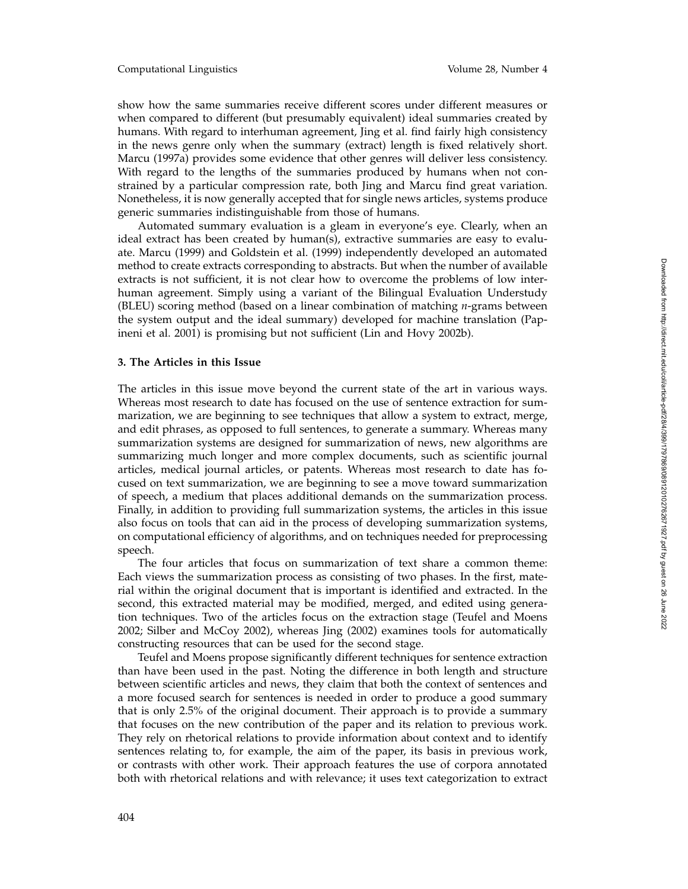show how the same summaries receive different scores under different measures or when compared to different (but presumably equivalent) ideal summaries created by humans. With regard to interhuman agreement, Jing et al. find fairly high consistency in the news genre only when the summary (extract) length is fixed relatively short. Marcu (1997a) provides some evidence that other genres will deliver less consistency. With regard to the lengths of the summaries produced by humans when not constrained by a particular compression rate, both Jing and Marcu find great variation. Nonetheless, it is now generally accepted that for single news articles, systems produce generic summaries indistinguishable from those of humans.

Automated summary evaluation is a gleam in everyone's eye. Clearly, when an ideal extract has been created by human(s), extractive summaries are easy to evaluate. Marcu (1999) and Goldstein et al. (1999) independently developed an automated method to create extracts corresponding to abstracts. But when the number of available extracts is not sufficient, it is not clear how to overcome the problems of low interhuman agreement. Simply using a variant of the Bilingual Evaluation Understudy (BLEU) scoring method (based on a linear combination of matching *n*-grams between the system output and the ideal summary) developed for machine translation (Papineni et al. 2001) is promising but not sufficient (Lin and Hovy 2002b).

## 3. The Articles in this Issue

The articles in this issue move beyond the current state of the art in various ways. Whereas most research to date has focused on the use of sentence extraction for summarization, we are beginning to see techniques that allow a system to extract, merge, and edit phrases, as opposed to full sentences, to generate a summary. Whereas many summarization systems are designed for summarization of news, new algorithms are summarizing much longer and more complex documents, such as scientific journal articles, medical journal articles, or patents. Whereas most research to date has focused on text summarization, we are beginning to see a move toward summarization of speech, a medium that places additional demands on the summarization process. Finally, in addition to providing full summarization systems, the articles in this issue also focus on tools that can aid in the process of developing summarization systems, on computational efficiency of algorithms, and on techniques needed for preprocessing speech.

The four articles that focus on summarization of text share a common theme: Each views the summarization process as consisting of two phases. In the first, material within the original document that is important is identified and extracted. In the second, this extracted material may be modified, merged, and edited using generation techniques. Two of the articles focus on the extraction stage (Teufel and Moens 2002; Silber and McCoy 2002), whereas Jing (2002) examines tools for automatically constructing resources that can be used for the second stage.

Teufel and Moens propose significantly different techniques for sentence extraction than have been used in the past. Noting the difference in both length and structure between scientific articles and news, they claim that both the context of sentences and a more focused search for sentences is needed in order to produce a good summary that is only 2.5% of the original document. Their approach is to provide a summary that focuses on the new contribution of the paper and its relation to previous work. They rely on rhetorical relations to provide information about context and to identify sentences relating to, for example, the aim of the paper, its basis in previous work, or contrasts with other work. Their approach features the use of corpora annotated both with rhetorical relations and with relevance; it uses text categorization to extract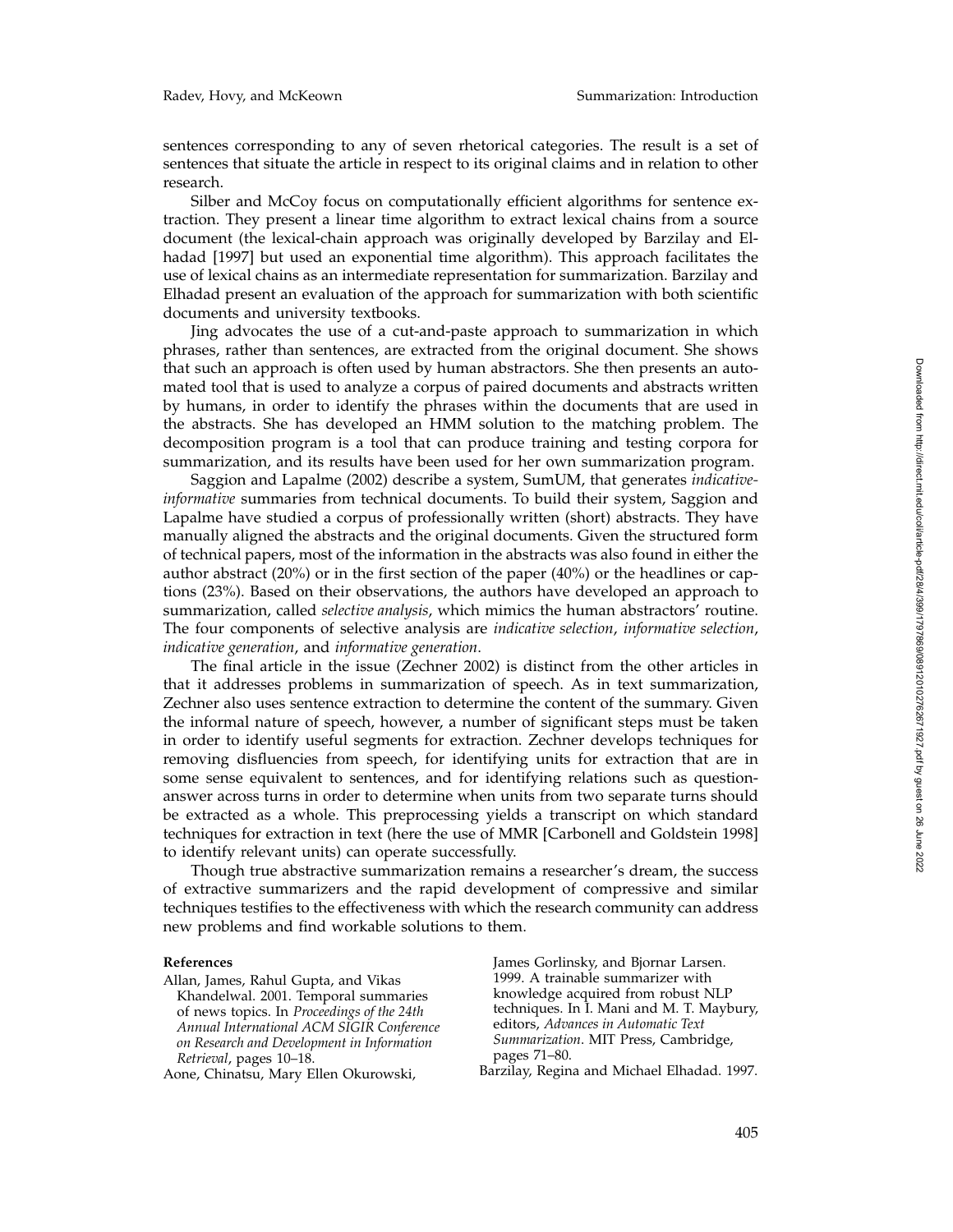sentences corresponding to any of seven rhetorical categories. The result is a set of sentences that situate the article in respect to its original claims and in relation to other research.

Silber and McCoy focus on computationally efficient algorithms for sentence extraction. They present a linear time algorithm to extract lexical chains from a source document (the lexical-chain approach was originally developed by Barzilay and Elhadad [1997] but used an exponential time algorithm). This approach facilitates the use of lexical chains as an intermediate representation for summarization. Barzilay and Elhadad present an evaluation of the approach for summarization with both scientific documents and university textbooks.

Jing advocates the use of a cut-and-paste approach to summarization in which phrases, rather than sentences, are extracted from the original document. She shows that such an approach is often used by human abstractors. She then presents an automated tool that is used to analyze a corpus of paired documents and abstracts written by humans, in order to identify the phrases within the documents that are used in the abstracts. She has developed an HMM solution to the matching problem. The decomposition program is a tool that can produce training and testing corpora for summarization, and its results have been used for her own summarization program.

Saggion and Lapalme (2002) describe a system, SumUM, that generates *indicative-informative* summaries from technical documents. To build their system, Saggion and Lapalme have studied a corpus of professionally written (short) abstracts. They have manually aligned the abstracts and the original documents. Given the structured form of technical papers, most of the information in the abstracts was also found in either the author abstract (20%) or in the first section of the paper (40%) or the headlines or captions (23%). Based on their observations, the authors have developed an approach to summarization, called *selective analysis*, which mimics the human abstractors' routine. The four components of selective analysis are *indicative selection*, *informative selection*, *indicative generation*, and *informative generation*.

The final article in the issue (Zechner 2002) is distinct from the other articles in that it addresses problems in summarization of speech. As in text summarization, Zechner also uses sentence extraction to determine the content of the summary. Given the informal nature of speech, however, a number of significant steps must be taken in order to identify useful segments for extraction. Zechner develops techniques for removing disfluencies from speech, for identifying units for extraction that are in some sense equivalent to sentences, and for identifying relations such as question-answer across turns in order to determine when units from two separate turns should be extracted as a whole. This preprocessing yields a transcript on which standard techniques for extraction in text (here the use of MMR [Carbonell and Goldstein 1998] to identify relevant units) can operate successfully.

Though true abstractive summarization remains a researcher's dream, the success of extractive summarizers and the rapid development of compressive and similar techniques testifies to the effectiveness with which the research community can address new problems and find workable solutions to them.

## References

Allan, James, Rahul Gupta, and Vikas Khandelwal. 2001. Temporal summaries of news topics. In *Proceedings of the 24th Annual International ACM SIGIR Conference on Research and Development in Information Retrieval*, pages 10–18.

Aone, Chinatsu, Mary Ellen Okurowski, James Gorlinsky, and Bjornar Larsen. 1999. A trainable summarizer with knowledge acquired from robust NLP techniques. In I. Mani and M. T. Maybury, editors, *Advances in Automatic Text Summarization*. MIT Press, Cambridge, pages 71–80.

Barzilay, Regina and Michael Elhadad. 1997.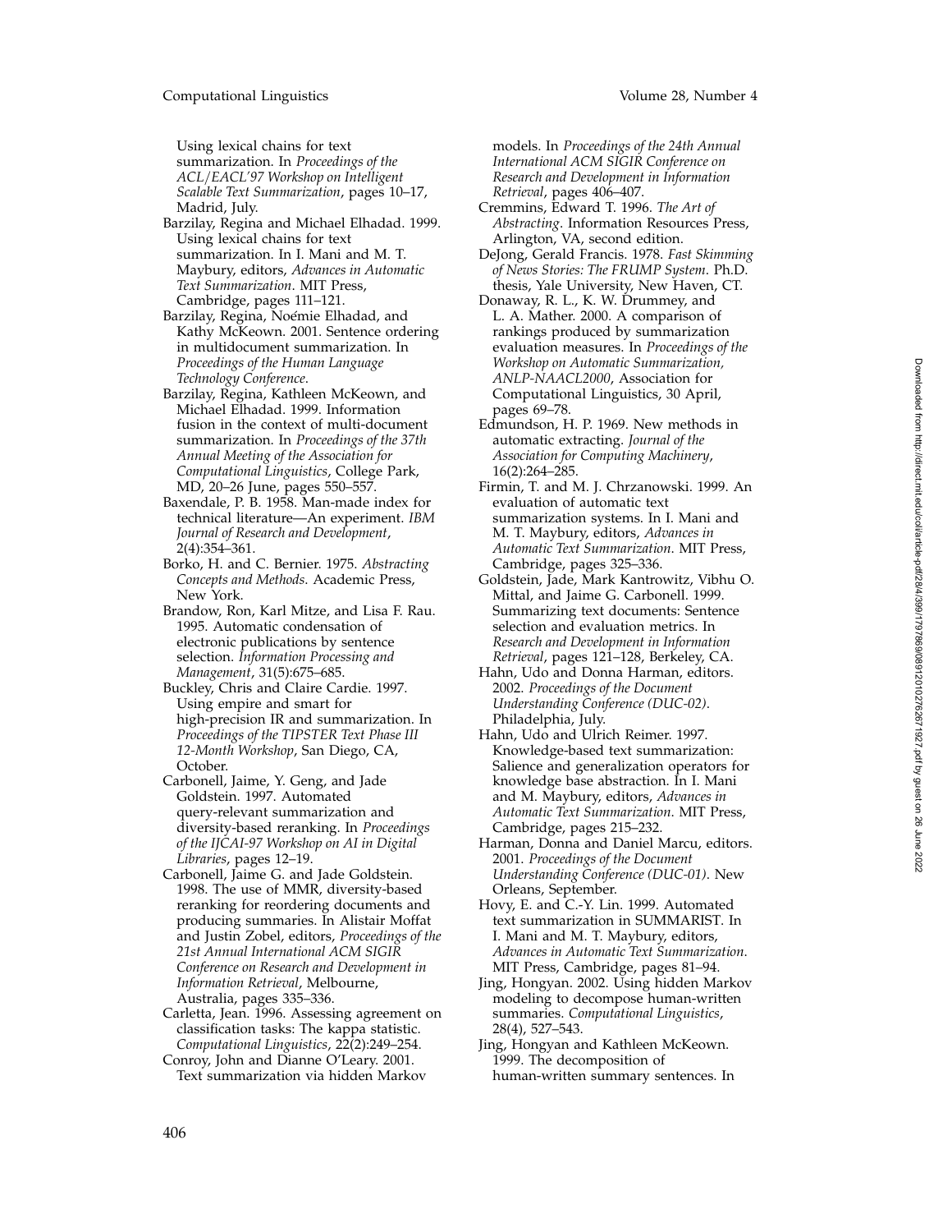Using lexical chains for text summarization. In *Proceedings of the ACL/EACL'97 Workshop on Intelligent Scalable Text Summarization*, pages 10–17, Madrid, July.

Barzilay, Regina and Michael Elhadad. 1999. Using lexical chains for text summarization. In I. Mani and M. T. Maybury, editors, *Advances in Automatic Text Summarization*. MIT Press, Cambridge, pages 111–121.

Barzilay, Regina, Noémie Elhadad, and Kathy McKeown. 2001. Sentence ordering in multidocument summarization. In *Proceedings of the Human Language Technology Conference*.

Barzilay, Regina, Kathleen McKeown, and Michael Elhadad. 1999. Information fusion in the context of multi-document summarization. In *Proceedings of the 37th Annual Meeting of the Association for Computational Linguistics*, College Park, MD, 20–26 June, pages 550–557.

Baxendale, P. B. 1958. Man-made index for technical literature—An experiment. *IBM Journal of Research and Development*, 2(4):354–361.

Borko, H. and C. Bernier. 1975. *Abstracting Concepts and Methods*. Academic Press, New York.

Brandow, Ron, Karl Mitze, and Lisa F. Rau. 1995. Automatic condensation of electronic publications by sentence selection. *Information Processing and Management*, 31(5):675–685.

Buckley, Chris and Claire Cardie. 1997. Using empire and smart for high-precision IR and summarization. In *Proceedings of the TIPSTER Text Phase III 12-Month Workshop*, San Diego, CA, October.

Carbonell, Jaime, Y. Geng, and Jade Goldstein. 1997. Automated query-relevant summarization and diversity-based reranking. In *Proceedings of the IJCAI-97 Workshop on AI in Digital Libraries*, pages 12–19.

Carbonell, Jaime G. and Jade Goldstein. 1998. The use of MMR, diversity-based reranking for reordering documents and producing summaries. In Alistair Moffat and Justin Zobel, editors, *Proceedings of the 21st Annual International ACM SIGIR Conference on Research and Development in Information Retrieval*, Melbourne, Australia, pages 335–336.

Carletta, Jean. 1996. Assessing agreement on classification tasks: The kappa statistic. *Computational Linguistics*, 22(2):249–254.

Conroy, John and Dianne O'Leary. 2001. Text summarization via hidden Markov models. In *Proceedings of the 24th Annual International ACM SIGIR Conference on Research and Development in Information Retrieval*, pages 406–407.

Cremmins, Edward T. 1996. *The Art of Abstracting*. Information Resources Press, Arlington, VA, second edition.

DeJong, Gerald Francis. 1978. *Fast Skimming of News Stories: The FRUMP System*. Ph.D. thesis, Yale University, New Haven, CT.

Donaway, R. L., K. W. Drummey, and L. A. Mather. 2000. A comparison of rankings produced by summarization evaluation measures. In *Proceedings of the Workshop on Automatic Summarization, ANLP-NAACL2000*, Association for Computational Linguistics, 30 April, pages 69–78.

Edmundson, H. P. 1969. New methods in automatic extracting. *Journal of the Association for Computing Machinery*, 16(2):264–285.

Firmin, T. and M. J. Chrzanowski. 1999. An evaluation of automatic text summarization systems. In I. Mani and M. T. Maybury, editors, *Advances in Automatic Text Summarization*. MIT Press, Cambridge, pages 325–336.

Goldstein, Jade, Mark Kantrowitz, Vibhu O. Mittal, and Jaime G. Carbonell. 1999. Summarizing text documents: Sentence selection and evaluation metrics. In *Research and Development in Information Retrieval*, pages 121–128, Berkeley, CA.

Hahn, Udo and Donna Harman, editors. 2002. *Proceedings of the Document Understanding Conference (DUC-02)*. Philadelphia, July.

Hahn, Udo and Ulrich Reimer. 1997. Knowledge-based text summarization: Salience and generalization operators for knowledge base abstraction. In I. Mani and M. Maybury, editors, *Advances in Automatic Text Summarization*. MIT Press, Cambridge, pages 215–232.

Harman, Donna and Daniel Marcu, editors. 2001. *Proceedings of the Document Understanding Conference (DUC-01)*. New Orleans, September.

Hovy, E. and C.-Y. Lin. 1999. Automated text summarization in SUMMARIST. In I. Mani and M. T. Maybury, editors, *Advances in Automatic Text Summarization*. MIT Press, Cambridge, pages 81–94.

Jing, Hongyan. 2002. Using hidden Markov modeling to decompose human-written summaries. *Computational Linguistics*, 28(4), 527–543.

Jing, Hongyan and Kathleen McKeown. 1999. The decomposition of human-written summary sentences. In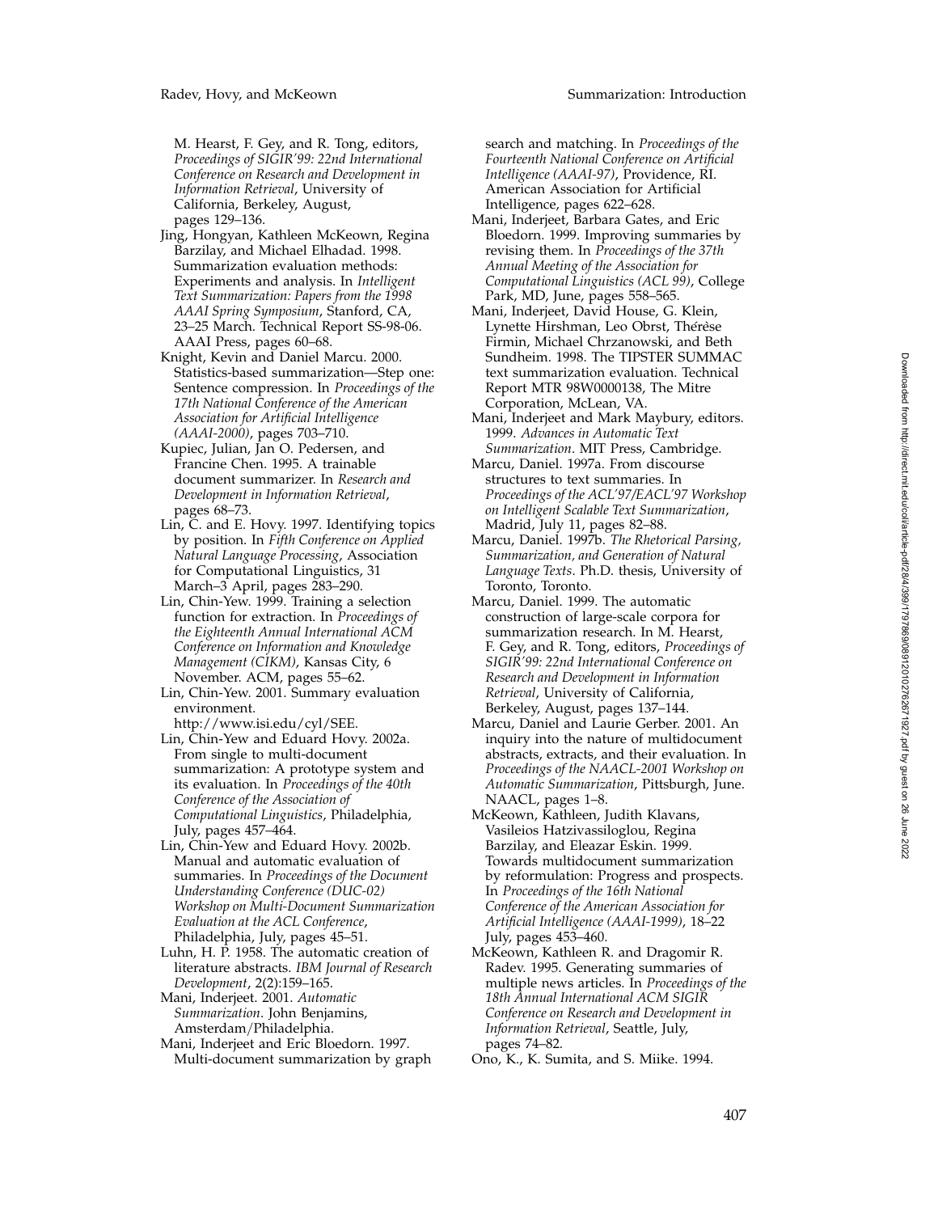M. Hearst, F. Gey, and R. Tong, editors, *Proceedings of SIGIR'99: 22nd International Conference on Research and Development in Information Retrieval*, University of California, Berkeley, August, pages 129–136.

Jing, Hongyan, Kathleen McKeown, Regina Barzilay, and Michael Elhadad. 1998. Summarization evaluation methods: Experiments and analysis. In *Intelligent Text Summarization: Papers from the 1998 AAAI Spring Symposium*, Stanford, CA, 23–25 March. Technical Report SS-98-06. AAAI Press, pages 60–68.

Knight, Kevin and Daniel Marcu. 2000. Statistics-based summarization—Step one: Sentence compression. In *Proceedings of the 17th National Conference of the American Association for Artificial Intelligence (AAAI-2000)*, pages 703–710.

Kupiec, Julian, Jan O. Pedersen, and Francine Chen. 1995. A trainable document summarizer. In *Research and Development in Information Retrieval*, pages 68–73.

Lin, C. and E. Hovy. 1997. Identifying topics by position. In *Fifth Conference on Applied Natural Language Processing*, Association for Computational Linguistics, 31 March–3 April, pages 283–290.

Lin, Chin-Yew. 1999. Training a selection function for extraction. In *Proceedings of the Eighteenth Annual International ACM Conference on Information and Knowledge Management (CIKM)*, Kansas City, 6 November. ACM, pages 55–62.

Lin, Chin-Yew. 2001. Summary evaluation environment. http://www.isi.edu/cyl/SEE.

Lin, Chin-Yew and Eduard Hovy. 2002a. From single to multi-document summarization: A prototype system and its evaluation. In *Proceedings of the 40th Conference of the Association of Computational Linguistics*, Philadelphia, July, pages 457–464.

Lin, Chin-Yew and Eduard Hovy. 2002b. Manual and automatic evaluation of summaries. In *Proceedings of the Document Understanding Conference (DUC-02) Workshop on Multi-Document Summarization Evaluation at the ACL Conference*, Philadelphia, July, pages 45–51.

Luhn, H. P. 1958. The automatic creation of literature abstracts. *IBM Journal of Research Development*, 2(2):159–165.

Mani, Inderjeet. 2001. *Automatic Summarization*. John Benjamins, Amsterdam/Philadelphia.

Mani, Inderjeet and Eric Bloedorn. 1997. Multi-document summarization by graph search and matching. In *Proceedings of the Fourteenth National Conference on Artificial Intelligence (AAAI-97)*, Providence, RI. American Association for Artificial Intelligence, pages 622–628.

Mani, Inderjeet, Barbara Gates, and Eric Bloedorn. 1999. Improving summaries by revising them. In *Proceedings of the 37th Annual Meeting of the Association for Computational Linguistics (ACL 99)*, College Park, MD, June, pages 558–565.

Mani, Inderjeet, David House, G. Klein, Lynette Hirshman, Leo Obrst, Thérèse Firmin, Michael Chrzanowski, and Beth Sundheim. 1998. The TIPSTER SUMMAC text summarization evaluation. Technical Report MTR 98W0000138, The Mitre Corporation, McLean, VA.

Mani, Inderjeet and Mark Maybury, editors. 1999. *Advances in Automatic Text Summarization*. MIT Press, Cambridge.

Marcu, Daniel. 1997a. From discourse structures to text summaries. In *Proceedings of the ACL'97/EACL'97 Workshop on Intelligent Scalable Text Summarization*, Madrid, July 11, pages 82–88.

Marcu, Daniel. 1997b. *The Rhetorical Parsing, Summarization, and Generation of Natural Language Texts*. Ph.D. thesis, University of Toronto, Toronto.

Marcu, Daniel. 1999. The automatic construction of large-scale corpora for summarization research. In M. Hearst, F. Gey, and R. Tong, editors, *Proceedings of SIGIR'99: 22nd International Conference on Research and Development in Information Retrieval*, University of California, Berkeley, August, pages 137–144.

Marcu, Daniel and Laurie Gerber. 2001. An inquiry into the nature of multidocument abstracts, extracts, and their evaluation. In *Proceedings of the NAACL-2001 Workshop on Automatic Summarization*, Pittsburgh, June. NAACL, pages 1–8.

McKeown, Kathleen, Judith Klavans, Vasileios Hatzivassiloglou, Regina Barzilay, and Eleazar Eskin. 1999. Towards multidocument summarization by reformulation: Progress and prospects. In *Proceedings of the 16th National Conference of the American Association for Artificial Intelligence (AAAI-1999)*, 18–22 July, pages 453–460.

McKeown, Kathleen R. and Dragomir R. Radev. 1995. Generating summaries of multiple news articles. In *Proceedings of the 18th Annual International ACM SIGIR Conference on Research and Development in Information Retrieval*, Seattle, July, pages 74–82.

Ono, K., K. Sumita, and S. Miike. 1994.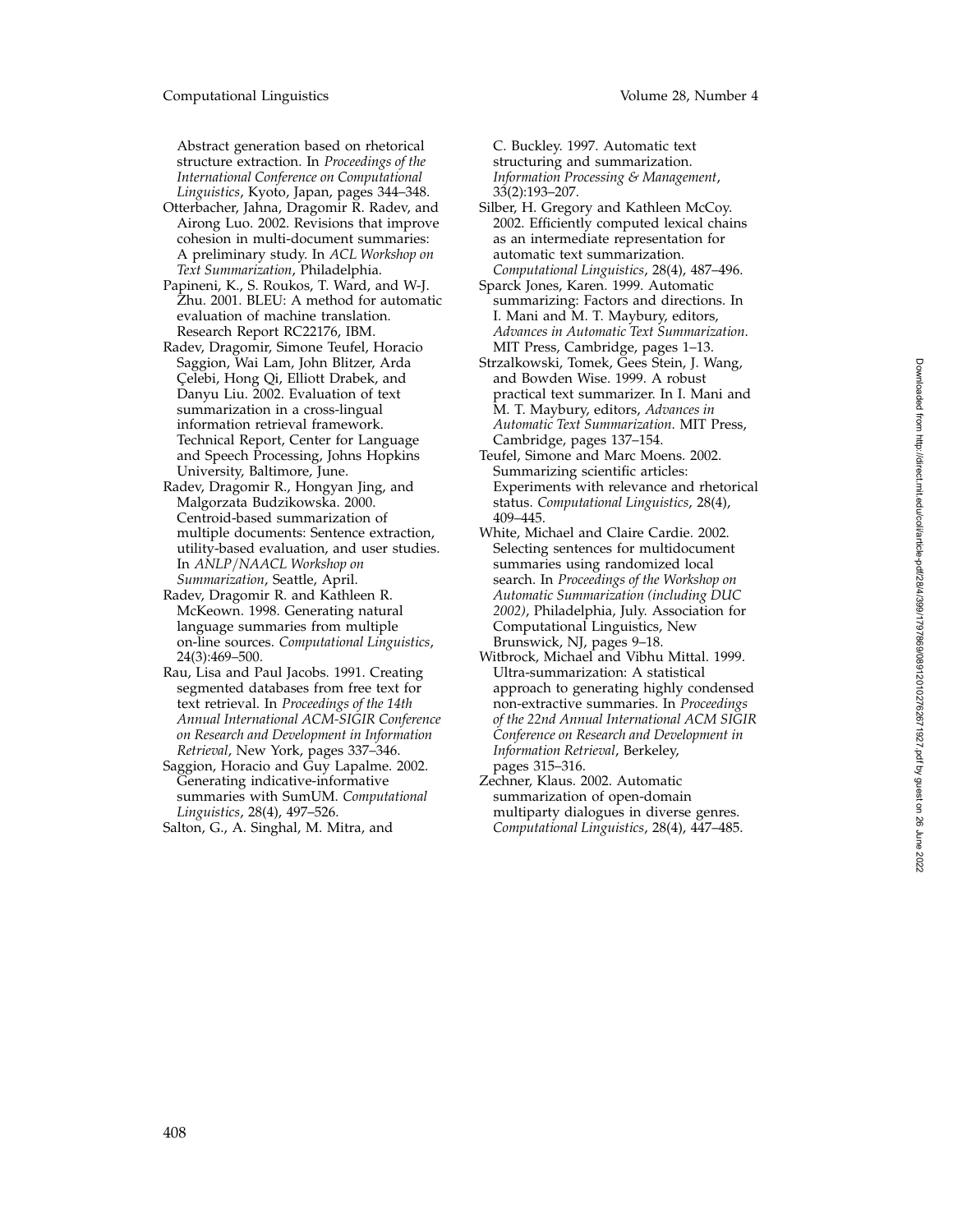Abstract generation based on rhetorical structure extraction. In *Proceedings of the International Conference on Computational Linguistics*, Kyoto, Japan, pages 344–348.

Otterbacher, Jahna, Dragomir R. Radev, and Airong Luo. 2002. Revisions that improve cohesion in multi-document summaries: A preliminary study. In *ACL Workshop on Text Summarization*, Philadelphia.

Papineni, K., S. Roukos, T. Ward, and W-J. Zhu. 2001. BLEU: A method for automatic evaluation of machine translation. Research Report RC22176, IBM.

Radev, Dragomir, Simone Teufel, Horacio Saggion, Wai Lam, John Blitzer, Arda Çelebi, Hong Qi, Elliott Drabek, and Danyu Liu. 2002. Evaluation of text summarization in a cross-lingual information retrieval framework. Technical Report, Center for Language and Speech Processing, Johns Hopkins University, Baltimore, June.

Radev, Dragomir R., Hongyan Jing, and Malgorzata Budzikowska. 2000. Centroid-based summarization of multiple documents: Sentence extraction, utility-based evaluation, and user studies. In *ANLP/NAACL Workshop on Summarization*, Seattle, April.

Radev, Dragomir R. and Kathleen R. McKeown. 1998. Generating natural language summaries from multiple on-line sources. *Computational Linguistics*, 24(3):469–500.

Rau, Lisa and Paul Jacobs. 1991. Creating segmented databases from free text for text retrieval. In *Proceedings of the 14th Annual International ACM-SIGIR Conference on Research and Development in Information Retrieval*, New York, pages 337–346.

Saggion, Horacio and Guy Lapalme. 2002. Generating indicative-informative summaries with SumUM. *Computational Linguistics*, 28(4), 497–526.

Salton, G., A. Singhal, M. Mitra, and C. Buckley. 1997. Automatic text structuring and summarization. *Information Processing & Management*, 33(2):193–207.

Silber, H. Gregory and Kathleen McCoy. 2002. Efficiently computed lexical chains as an intermediate representation for automatic text summarization. *Computational Linguistics*, 28(4), 487–496.

Sparck Jones, Karen. 1999. Automatic summarizing: Factors and directions. In I. Mani and M. T. Maybury, editors, *Advances in Automatic Text Summarization*. MIT Press, Cambridge, pages 1–13.

Strzalkowski, Tomek, Gees Stein, J. Wang, and Bowden Wise. 1999. A robust practical text summarizer. In I. Mani and M. T. Maybury, editors, *Advances in Automatic Text Summarization*. MIT Press, Cambridge, pages 137–154.

Teufel, Simone and Marc Moens. 2002. Summarizing scientific articles: Experiments with relevance and rhetorical status. *Computational Linguistics*, 28(4), 409–445.

White, Michael and Claire Cardie. 2002. Selecting sentences for multidocument summaries using randomized local search. In *Proceedings of the Workshop on Automatic Summarization (including DUC 2002)*, Philadelphia, July. Association for Computational Linguistics, New Brunswick, NJ, pages 9–18.

Witbrock, Michael and Vibhu Mittal. 1999. Ultra-summarization: A statistical approach to generating highly condensed non-extractive summaries. In *Proceedings of the 22nd Annual International ACM SIGIR Conference on Research and Development in Information Retrieval*, Berkeley, pages 315–316.

Zechner, Klaus. 2002. Automatic summarization of open-domain multiparty dialogues in diverse genres. *Computational Linguistics*, 28(4), 447–485.